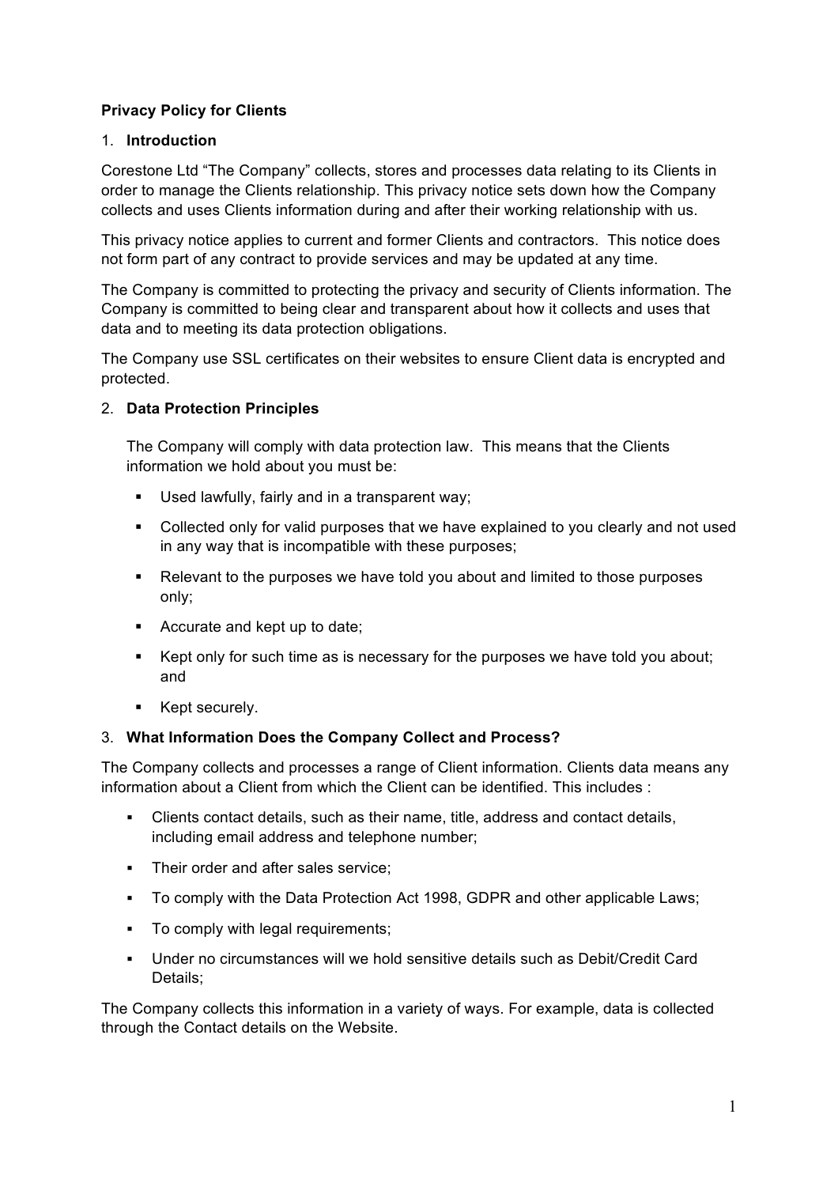**Privacy Policy for Clients**

1. **Introduction**

Corestone Ltd "The Company" collects, stores and processes data relating to its Clients in order to manage the Clients relationship. This privacy notice sets down how the Company collects and uses Clients information during and after their working relationship with us.

This privacy notice applies to current and former Clients and contractors. This notice does not form part of any contract to provide services and may be updated at any time.

The Company is committed to protecting the privacy and security of Clients information. The Company is committed to being clear and transparent about how it collects and uses that data and to meeting its data protection obligations.

The Company use SSL certificates on their websites to ensure Client data is encrypted and protected.

2. **Data Protection Principles**

The Company will comply with data protection law. This means that the Clients information we hold about you must be:

- Used lawfully, fairly and in a transparent way;
- Collected only for valid purposes that we have explained to you clearly and not used in any way that is incompatible with these purposes;
- Relevant to the purposes we have told you about and limited to those purposes only;
- Accurate and kept up to date;
- Kept only for such time as is necessary for the purposes we have told you about; and
- Kept securely.

3. **What Information Does the Company Collect and Process?**

The Company collects and processes a range of Client information. Clients data means any information about a Client from which the Client can be identified. This includes :

- Clients contact details, such as their name, title, address and contact details, including email address and telephone number;
- Their order and after sales service;
- To comply with the Data Protection Act 1998, GDPR and other applicable Laws;
- To comply with legal requirements;
- Under no circumstances will we hold sensitive details such as Debit/Credit Card Details;

The Company collects this information in a variety of ways. For example, data is collected through the Contact details on the Website.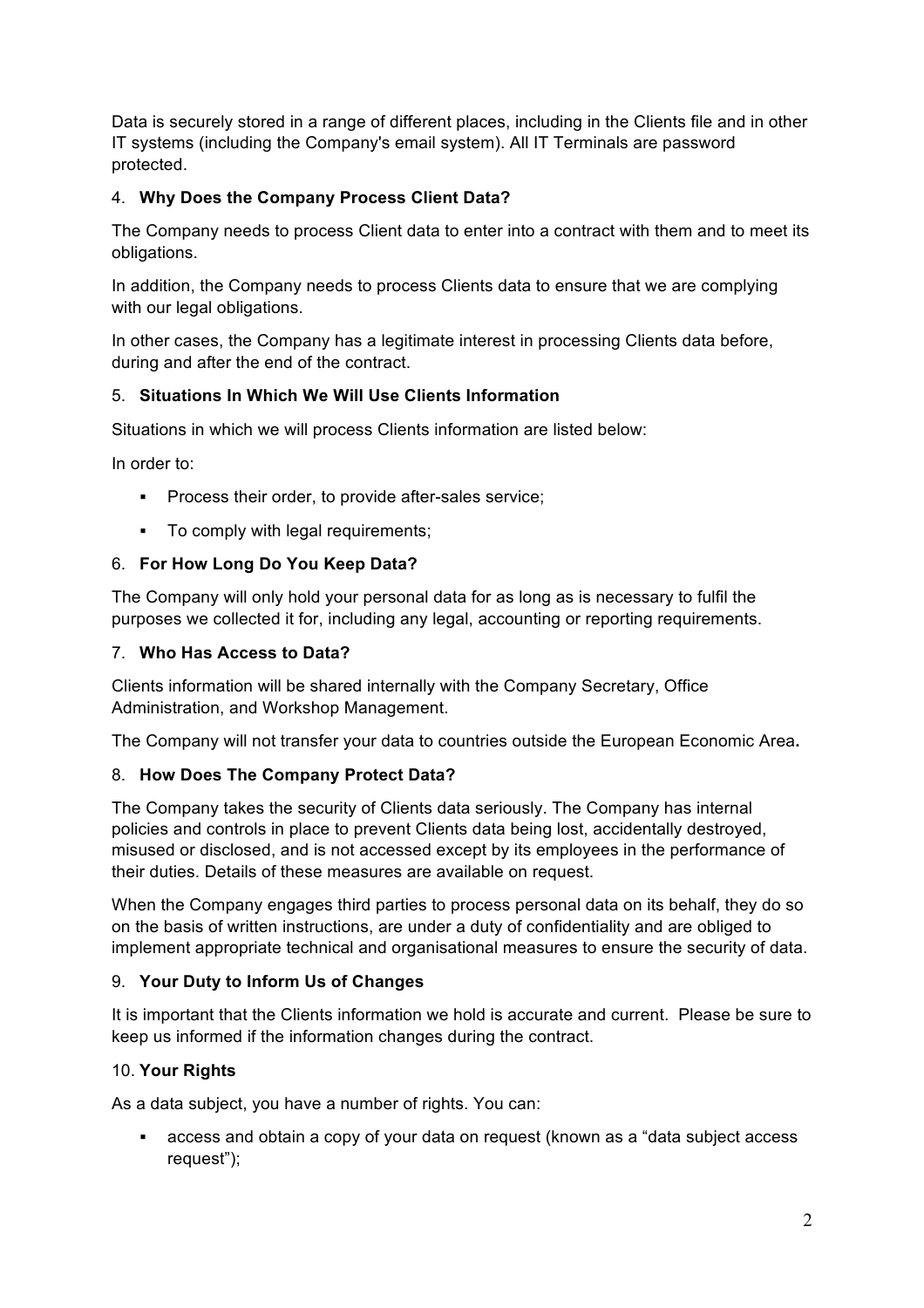Data is securely stored in a range of different places, including in the Clients file and in other IT systems (including the Company's email system). All IT Terminals are password protected.

4. **Why Does the Company Process Client Data?**

The Company needs to process Client data to enter into a contract with them and to meet its obligations.

In addition, the Company needs to process Clients data to ensure that we are complying with our legal obligations.

In other cases, the Company has a legitimate interest in processing Clients data before, during and after the end of the contract.

5. **Situations In Which We Will Use Clients Information**

Situations in which we will process Clients information are listed below:

In order to:

- Process their order, to provide after-sales service;
- To comply with legal requirements;

6. **For How Long Do You Keep Data?**

The Company will only hold your personal data for as long as is necessary to fulfil the purposes we collected it for, including any legal, accounting or reporting requirements.

7. **Who Has Access to Data?**

Clients information will be shared internally with the Company Secretary, Office Administration, and Workshop Management.

The Company will not transfer your data to countries outside the European Economic Area**.**

8. **How Does The Company Protect Data?**

The Company takes the security of Clients data seriously. The Company has internal policies and controls in place to prevent Clients data being lost, accidentally destroyed, misused or disclosed, and is not accessed except by its employees in the performance of their duties. Details of these measures are available on request.

When the Company engages third parties to process personal data on its behalf, they do so on the basis of written instructions, are under a duty of confidentiality and are obliged to implement appropriate technical and organisational measures to ensure the security of data.

9. **Your Duty to Inform Us of Changes**

It is important that the Clients information we hold is accurate and current. Please be sure to keep us informed if the information changes during the contract.

10. **Your Rights**

As a data subject, you have a number of rights. You can:

- access and obtain a copy of your data on request (known as a "data subject access request");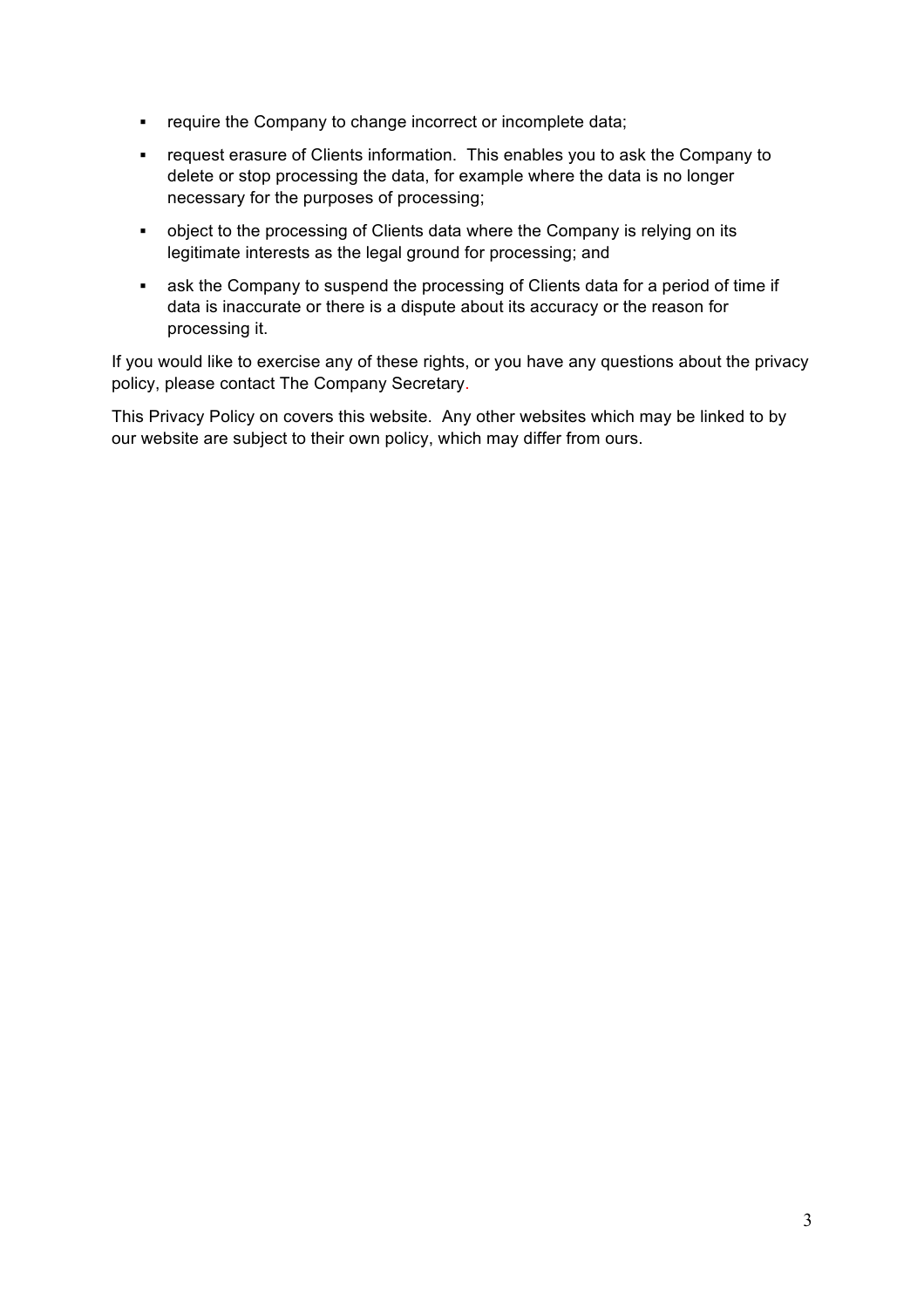- require the Company to change incorrect or incomplete data;
- request erasure of Clients information. This enables you to ask the Company to delete or stop processing the data, for example where the data is no longer necessary for the purposes of processing;
- object to the processing of Clients data where the Company is relying on its legitimate interests as the legal ground for processing; and
- ask the Company to suspend the processing of Clients data for a period of time if data is inaccurate or there is a dispute about its accuracy or the reason for processing it.

If you would like to exercise any of these rights, or you have any questions about the privacy policy, please contact The Company Secretary.

This Privacy Policy on covers this website. Any other websites which may be linked to by our website are subject to their own policy, which may differ from ours.